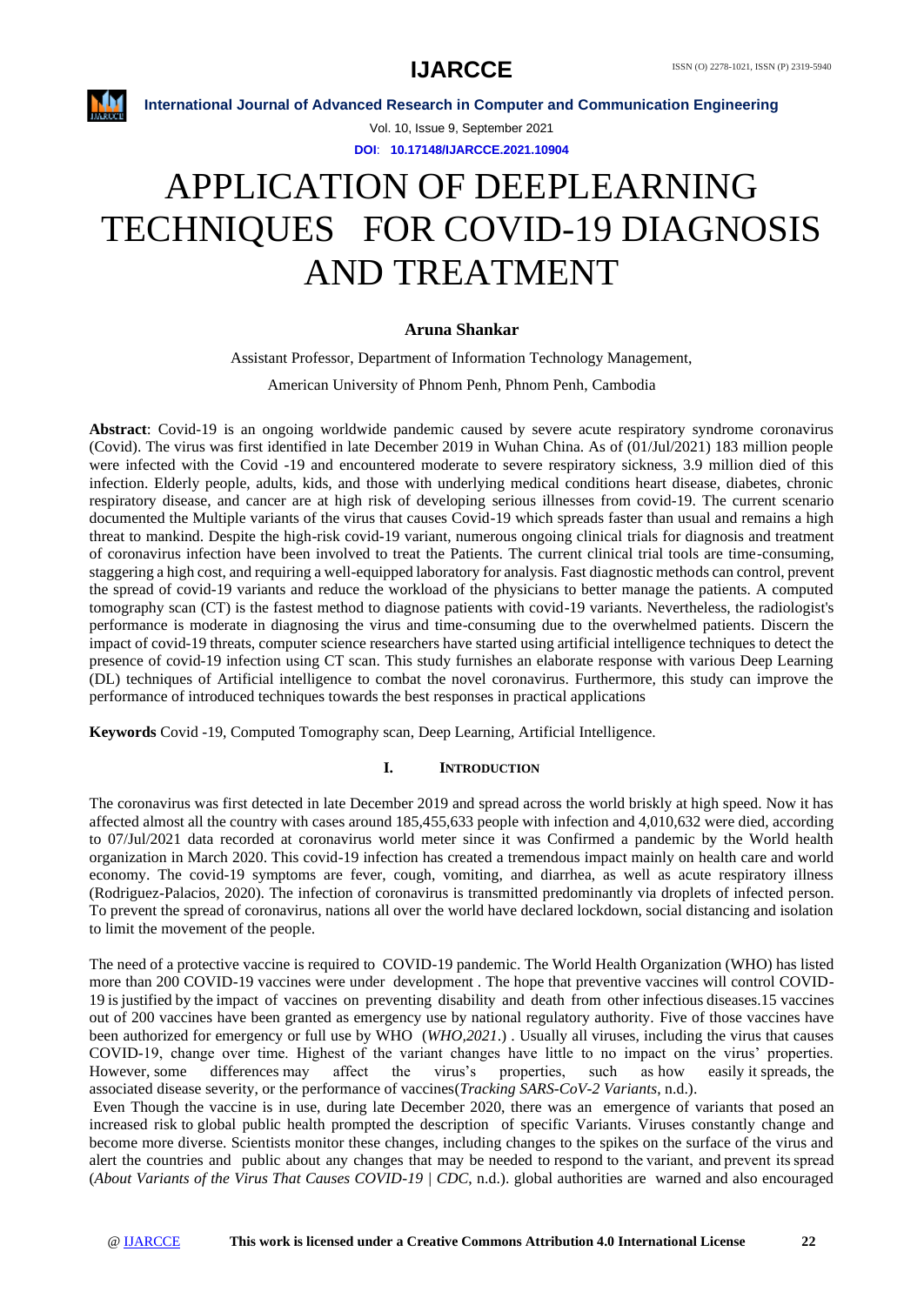# APPLICATION OF DEEPLEARNING TECHNIQUES FOR COVID-19 DIAGNOSIS AND TREATMENT

**Aruna Shankar**

Assistant Professor, Department of Information Technology Management,

American University of Phnom Penh, Phnom Penh, Cambodia

**Abstract**: Covid-19 is an ongoing worldwide pandemic caused by severe acute respiratory syndrome coronavirus (Covid). The virus was first identified in late December 2019 in Wuhan China. As of (01/Jul/2021) 183 million people were infected with the Covid -19 and encountered moderate to severe respiratory sickness, 3.9 million died of this infection. Elderly people, adults, kids, and those with underlying medical conditions heart disease, diabetes, chronic respiratory disease, and cancer are at high risk of developing serious illnesses from covid-19. The current scenario documented the Multiple variants of the virus that causes Covid-19 which spreads faster than usual and remains a high threat to mankind. Despite the high-risk covid-19 variant, numerous ongoing clinical trials for diagnosis and treatment of coronavirus infection have been involved to treat the Patients. The current clinical trial tools are time-consuming, staggering a high cost, and requiring a well-equipped laboratory for analysis. Fast diagnostic methods can control, prevent the spread of covid-19 variants and reduce the workload of the physicians to better manage the patients. A computed tomography scan (CT) is the fastest method to diagnose patients with covid-19 variants. Nevertheless, the radiologist's performance is moderate in diagnosing the virus and time-consuming due to the overwhelmed patients. Discern the impact of covid-19 threats, computer science researchers have started using artificial intelligence techniques to detect the presence of covid-19 infection using CT scan. This study furnishes an elaborate response with various Deep Learning (DL) techniques of Artificial intelligence to combat the novel coronavirus. Furthermore, this study can improve the performance of introduced techniques towards the best responses in practical applications

**Keywords** Covid -19, Computed Tomography scan, Deep Learning, Artificial Intelligence.

## I. INTRODUCTION

The coronavirus was first detected in late December 2019 and spread across the world briskly at high speed. Now it has affected almost all the country with cases around 185,455,633 people with infection and 4,010,632 were died, according to 07/Jul/2021 data recorded at coronavirus world meter since it was Confirmed a pandemic by the World health organization in March 2020. This covid-19 infection has created a tremendous impact mainly on health care and world economy. The covid-19 symptoms are fever, cough, vomiting, and diarrhea, as well as acute respiratory illness (Rodriguez-Palacios, 2020). The infection of coronavirus is transmitted predominantly via droplets of infected person. To prevent the spread of coronavirus, nations all over the world have declared lockdown, social distancing and isolation to limit the movement of the people.

The need of a protective vaccine is required to COVID-19 pandemic. The World Health Organization (WHO) has listed more than 200 COVID-19 vaccines were under development . The hope that preventive vaccines will control COVID-19 is justified by the impact of vaccines on preventing disability and death from other infectious diseases.15 vaccines out of 200 vaccines have been granted as emergency use by national regulatory authority. Five of those vaccines have been authorized for emergency or full use by WHO (*WHO,2021*.) . Usually all viruses, including the virus that causes COVID-19, change over time. Highest of the variant changes have little to no impact on the virus' properties. However, some differences may affect the virus's properties, such as how easily it spreads, the associated disease severity, or the performance of vaccines(*Tracking SARS-CoV-2 Variants*, n.d.).

Even Though the vaccine is in use, during late December 2020, there was an emergence of variants that posed an increased risk to global public health prompted the description of specific Variants. Viruses constantly change and become more diverse. Scientists monitor these changes, including changes to the spikes on the surface of the virus and alert the countries and public about any changes that may be needed to respond to the variant, and prevent its spread (*About Variants of the Virus That Causes COVID-19 | CDC*, n.d.). global authorities are warned and also encouraged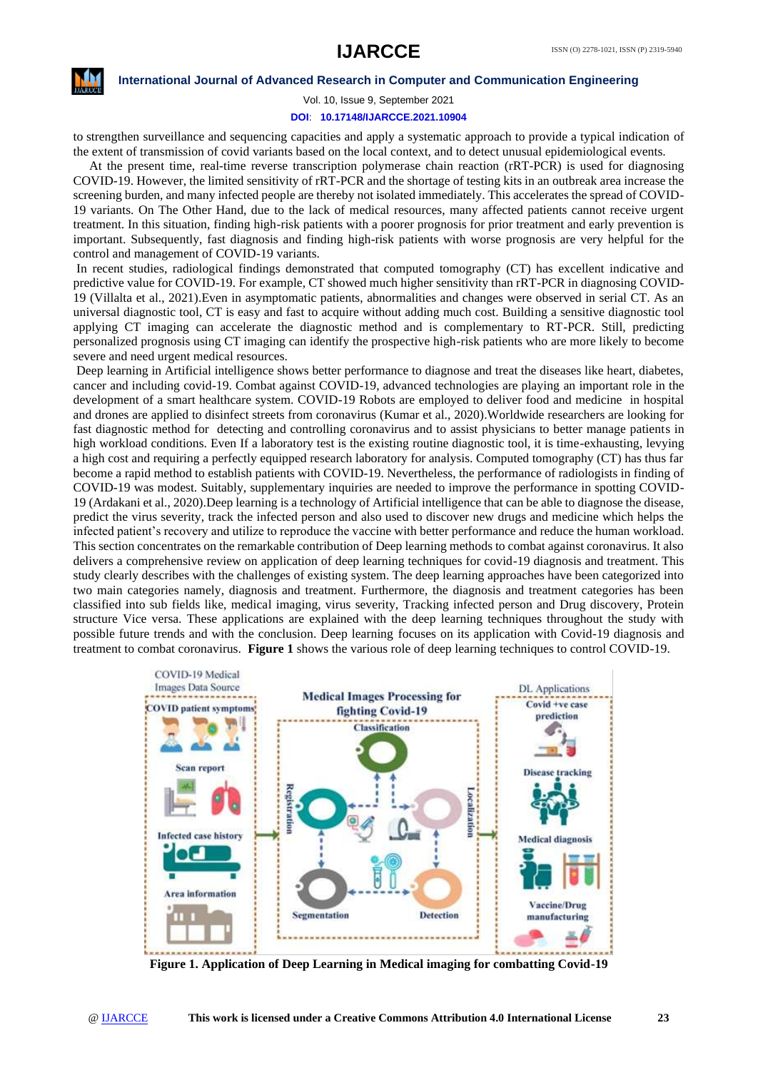to strengthen surveillance and sequencing capacities and apply a systematic approach to provide a typical indication of the extent of transmission of covid variants based on the local context, and to detect unusual epidemiological events.

At the present time, real-time reverse transcription polymerase chain reaction (rRT-PCR) is used for diagnosing COVID-19. However, the limited sensitivity of rRT-PCR and the shortage of testing kits in an outbreak area increase the screening burden, and many infected people are thereby not isolated immediately. This accelerates the spread of COVID-19 variants. On The Other Hand, due to the lack of medical resources, many affected patients cannot receive urgent treatment. In this situation, finding high-risk patients with a poorer prognosis for prior treatment and early prevention is important. Subsequently, fast diagnosis and finding high-risk patients with worse prognosis are very helpful for the control and management of COVID-19 variants.

In recent studies, radiological findings demonstrated that computed tomography (CT) has excellent indicative and predictive value for COVID-19. For example, CT showed much higher sensitivity than rRT-PCR in diagnosing COVID-19 (Villalta et al., 2021).Even in asymptomatic patients, abnormalities and changes were observed in serial CT. As an universal diagnostic tool, CT is easy and fast to acquire without adding much cost. Building a sensitive diagnostic tool applying CT imaging can accelerate the diagnostic method and is complementary to RT-PCR. Still, predicting personalized prognosis using CT imaging can identify the prospective high-risk patients who are more likely to become severe and need urgent medical resources.

Deep learning in Artificial intelligence shows better performance to diagnose and treat the diseases like heart, diabetes, cancer and including covid-19. Combat against COVID-19, advanced technologies are playing an important role in the development of a smart healthcare system. COVID-19 Robots are employed to deliver food and medicine in hospital and drones are applied to disinfect streets from coronavirus (Kumar et al., 2020).Worldwide researchers are looking for fast diagnostic method for detecting and controlling coronavirus and to assist physicians to better manage patients in high workload conditions. Even If a laboratory test is the existing routine diagnostic tool, it is time-exhausting, levying a high cost and requiring a perfectly equipped research laboratory for analysis. Computed tomography (CT) has thus far become a rapid method to establish patients with COVID-19. Nevertheless, the performance of radiologists in finding of COVID-19 was modest. Suitably, supplementary inquiries are needed to improve the performance in spotting COVID-19 (Ardakani et al., 2020).Deep learning is a technology of Artificial intelligence that can be able to diagnose the disease, predict the virus severity, track the infected person and also used to discover new drugs and medicine which helps the infected patient's recovery and utilize to reproduce the vaccine with better performance and reduce the human workload. This section concentrates on the remarkable contribution of Deep learning methods to combat against coronavirus. It also delivers a comprehensive review on application of deep learning techniques for covid-19 diagnosis and treatment. This study clearly describes with the challenges of existing system. The deep learning approaches have been categorized into two main categories namely, diagnosis and treatment. Furthermore, the diagnosis and treatment categories has been classified into sub fields like, medical imaging, virus severity, Tracking infected person and Drug discovery, Protein structure Vice versa. These applications are explained with the deep learning techniques throughout the study with possible future trends and with the conclusion. Deep learning focuses on its application with Covid-19 diagnosis and treatment to combat coronavirus. **Figure 1** shows the various role of deep learning techniques to control COVID-19.

**Figure 1. Application of Deep Learning in Medical imaging for combatting Covid-19**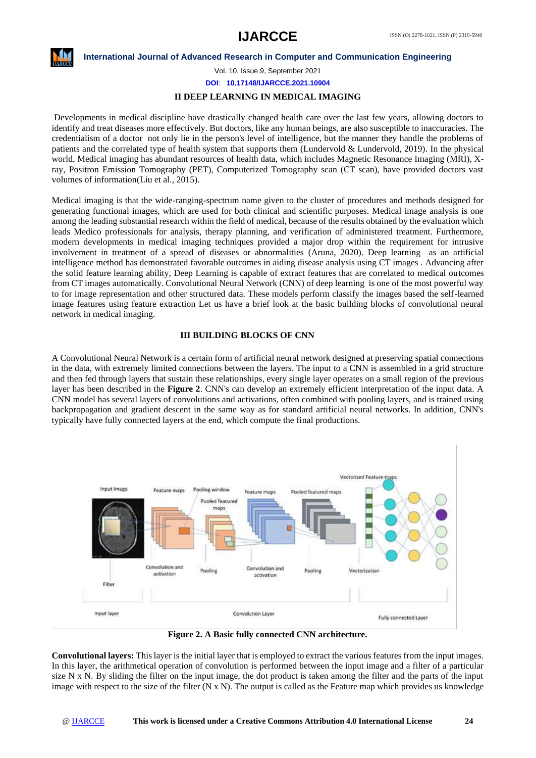## II DEEP LEARNING IN MEDICAL IMAGING

Developments in medical discipline have drastically changed health care over the last few years, allowing doctors to identify and treat diseases more effectively. But doctors, like any human beings, are also susceptible to inaccuracies. The credentialism of a doctor not only lie in the person's level of intelligence, but the manner they handle the problems of patients and the correlated type of health system that supports them (Lundervold & Lundervold, 2019). In the physical world, Medical imaging has abundant resources of health data, which includes Magnetic Resonance Imaging (MRI), X-ray, Positron Emission Tomography (PET), Computerized Tomography scan (CT scan), have provided doctors vast volumes of information(Liu et al., 2015).

Medical imaging is that the wide-ranging-spectrum name given to the cluster of procedures and methods designed for generating functional images, which are used for both clinical and scientific purposes. Medical image analysis is one among the leading substantial research within the field of medical, because of the results obtained by the evaluation which leads Medico professionals for analysis, therapy planning, and verification of administered treatment. Furthermore, modern developments in medical imaging techniques provided a major drop within the requirement for intrusive involvement in treatment of a spread of diseases or abnormalities (Aruna, 2020). Deep learning as an artificial intelligence method has demonstrated favorable outcomes in aiding disease analysis using CT images . Advancing after the solid feature learning ability, Deep Learning is capable of extract features that are correlated to medical outcomes from CT images automatically. Convolutional Neural Network (CNN) of deep learning is one of the most powerful way to for image representation and other structured data. These models perform classify the images based the self-learned image features using feature extraction Let us have a brief look at the basic building blocks of convolutional neural network in medical imaging.

## III BUILDING BLOCKS OF CNN

A Convolutional Neural Network is a certain form of artificial neural network designed at preserving spatial connections in the data, with extremely limited connections between the layers. The input to a CNN is assembled in a grid structure and then fed through layers that sustain these relationships, every single layer operates on a small region of the previous layer has been described in the **Figure 2**. CNN's can develop an extremely efficient interpretation of the input data. A CNN model has several layers of convolutions and activations, often combined with pooling layers, and is trained using backpropagation and gradient descent in the same way as for standard artificial neural networks. In addition, CNN's typically have fully connected layers at the end, which compute the final productions.

**Figure 2. A Basic fully connected CNN architecture.**

**Convolutional layers:** This layer is the initial layer that is employed to extract the various features from the input images. In this layer, the arithmetical operation of convolution is performed between the input image and a filter of a particular size N x N. By sliding the filter on the input image, the dot product is taken among the filter and the parts of the input image with respect to the size of the filter (N x N). The output is called as the Feature map which provides us knowledge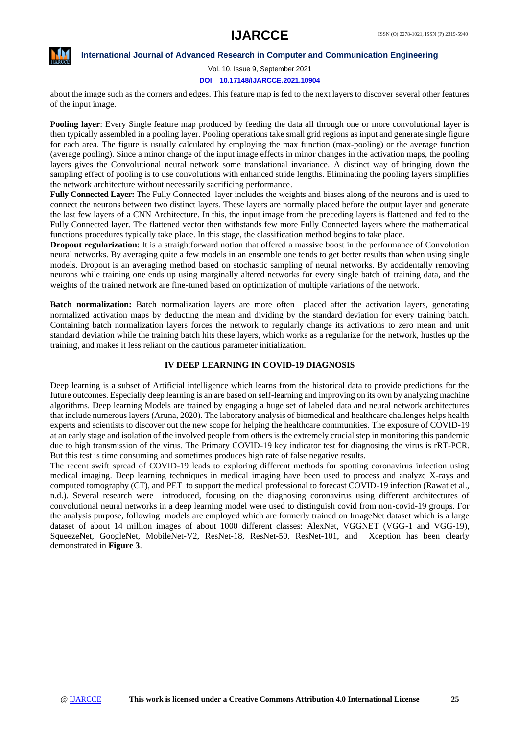about the image such as the corners and edges. This feature map is fed to the next layers to discover several other features of the input image.

**Pooling layer**: Every Single feature map produced by feeding the data all through one or more convolutional layer is then typically assembled in a pooling layer. Pooling operations take small grid regions as input and generate single figure for each area. The figure is usually calculated by employing the max function (max-pooling) or the average function (average pooling). Since a minor change of the input image effects in minor changes in the activation maps, the pooling layers gives the Convolutional neural network some translational invariance. A distinct way of bringing down the sampling effect of pooling is to use convolutions with enhanced stride lengths. Eliminating the pooling layers simplifies the network architecture without necessarily sacrificing performance.

**Fully Connected Layer:** The Fully Connected layer includes the weights and biases along of the neurons and is used to connect the neurons between two distinct layers. These layers are normally placed before the output layer and generate the last few layers of a CNN Architecture. In this, the input image from the preceding layers is flattened and fed to the Fully Connected layer. The flattened vector then withstands few more Fully Connected layers where the mathematical functions procedures typically take place. In this stage, the classification method begins to take place.

**Dropout regularization**: It is a straightforward notion that offered a massive boost in the performance of Convolution neural networks. By averaging quite a few models in an ensemble one tends to get better results than when using single models. Dropout is an averaging method based on stochastic sampling of neural networks. By accidentally removing neurons while training one ends up using marginally altered networks for every single batch of training data, and the weights of the trained network are fine-tuned based on optimization of multiple variations of the network.

**Batch normalization:** Batch normalization layers are more often placed after the activation layers, generating normalized activation maps by deducting the mean and dividing by the standard deviation for every training batch. Containing batch normalization layers forces the network to regularly change its activations to zero mean and unit standard deviation while the training batch hits these layers, which works as a regularize for the network, hustles up the training, and makes it less reliant on the cautious parameter initialization.

## IV DEEP LEARNING IN COVID-19 DIAGNOSIS

Deep learning is a subset of Artificial intelligence which learns from the historical data to provide predictions for the future outcomes. Especially deep learning is an are based on self-learning and improving on its own by analyzing machine algorithms. Deep learning Models are trained by engaging a huge set of labeled data and neural network architectures that include numerous layers (Aruna, 2020). The laboratory analysis of biomedical and healthcare challenges helps health experts and scientists to discover out the new scope for helping the healthcare communities. The exposure of COVID-19 at an early stage and isolation of the involved people from others is the extremely crucial step in monitoring this pandemic due to high transmission of the virus. The Primary COVID-19 key indicator test for diagnosing the virus is rRT-PCR. But this test is time consuming and sometimes produces high rate of false negative results.

The recent swift spread of COVID-19 leads to exploring different methods for spotting coronavirus infection using medical imaging. Deep learning techniques in medical imaging have been used to process and analyze X-rays and computed tomography (CT), and PET to support the medical professional to forecast COVID-19 infection (Rawat et al., n.d.). Several research were introduced, focusing on the diagnosing coronavirus using different architectures of convolutional neural networks in a deep learning model were used to distinguish covid from non-covid-19 groups. For the analysis purpose, following models are employed which are formerly trained on ImageNet dataset which is a large dataset of about 14 million images of about 1000 different classes: AlexNet, VGGNET (VGG-1 and VGG-19), SqueezeNet, GoogleNet, MobileNet-V2, ResNet-18, ResNet-50, ResNet-101, and Xception has been clearly demonstrated in **Figure 3**.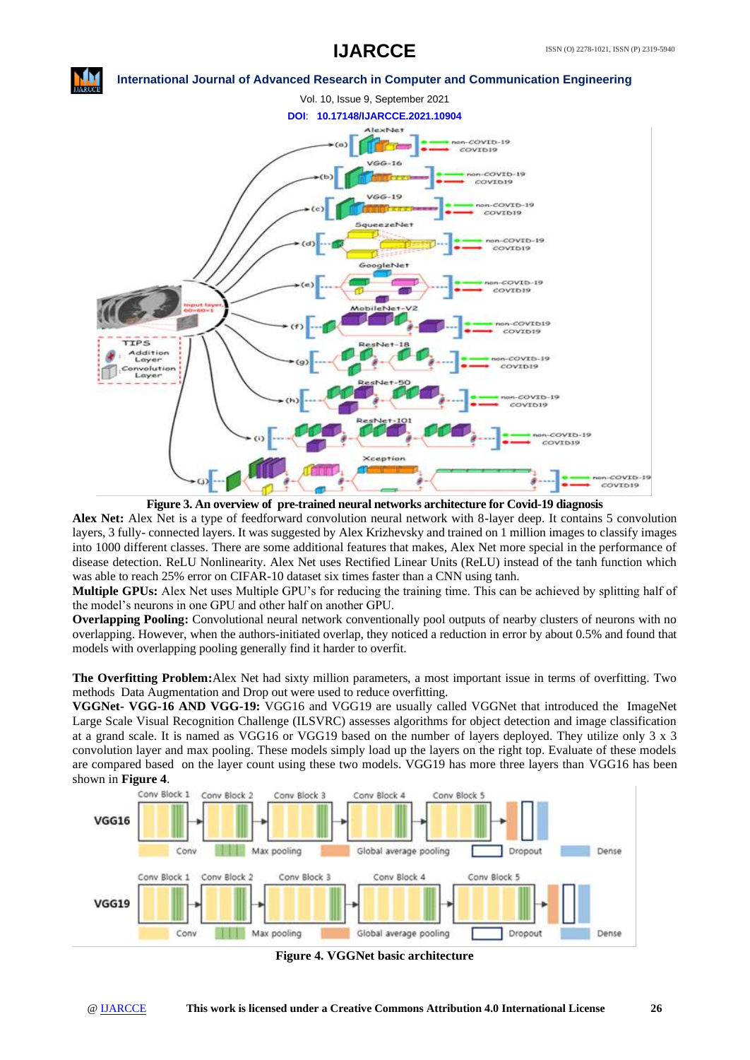**Figure 3. An overview of pre-trained neural networks architecture for Covid-19 diagnosis**

**Alex Net:** Alex Net is a type of feedforward convolution neural network with 8-layer deep. It contains 5 convolution layers, 3 fully- connected layers. It was suggested by Alex Krizhevsky and trained on 1 million images to classify images into 1000 different classes. There are some additional features that makes, Alex Net more special in the performance of disease detection. ReLU Nonlinearity. Alex Net uses Rectified Linear Units (ReLU) instead of the tanh function which was able to reach 25% error on CIFAR-10 dataset six times faster than a CNN using tanh.

**Multiple GPUs:** Alex Net uses Multiple GPU's for reducing the training time. This can be achieved by splitting half of the model's neurons in one GPU and other half on another GPU.

**Overlapping Pooling:** Convolutional neural network conventionally pool outputs of nearby clusters of neurons with no overlapping. However, when the authors-initiated overlap, they noticed a reduction in error by about 0.5% and found that models with overlapping pooling generally find it harder to overfit.

**The Overfitting Problem:**Alex Net had sixty million parameters, a most important issue in terms of overfitting. Two methods Data Augmentation and Drop out were used to reduce overfitting.

**VGGNet- VGG-16 AND VGG-19:** VGG16 and VGG19 are usually called VGGNet that introduced the ImageNet Large Scale Visual Recognition Challenge (ILSVRC) assesses algorithms for object detection and image classification at a grand scale. It is named as VGG16 or VGG19 based on the number of layers deployed. They utilize only 3 x 3 convolution layer and max pooling. These models simply load up the layers on the right top. Evaluate of these models are compared based on the layer count using these two models. VGG19 has more three layers than VGG16 has been shown in **Figure 4**.

**Figure 4. VGGNet basic architecture**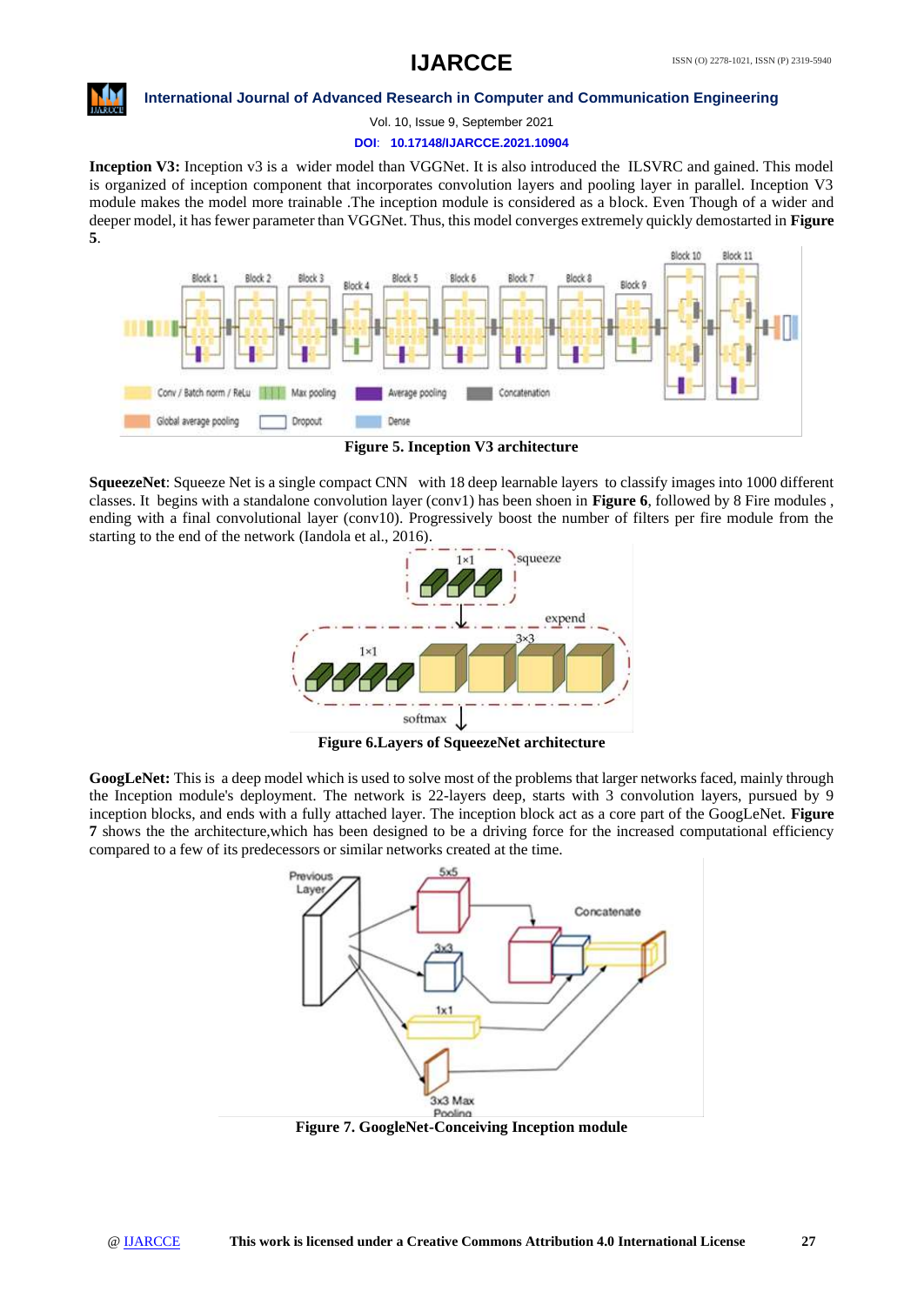**Inception V3:** Inception v3 is a wider model than VGGNet. It is also introduced the ILSVRC and gained. This model is organized of inception component that incorporates convolution layers and pooling layer in parallel. Inception V3 module makes the model more trainable .The inception module is considered as a block. Even Though of a wider and deeper model, it has fewer parameter than VGGNet. Thus, this model converges extremely quickly demostarted in **Figure 5**.

**Figure 5. Inception V3 architecture**

**SqueezeNet**: Squeeze Net is a single compact CNN with 18 deep learnable layers to classify images into 1000 different classes. It begins with a standalone convolution layer (conv1) has been shoen in **Figure 6**, followed by 8 Fire modules , ending with a final convolutional layer (conv10). Progressively boost the number of filters per fire module from the starting to the end of the network (Iandola et al., 2016).

**Figure 6.Layers of SqueezeNet architecture**

**GoogLeNet:** This is a deep model which is used to solve most of the problems that larger networks faced, mainly through the Inception module's deployment. The network is 22-layers deep, starts with 3 convolution layers, pursued by 9 inception blocks, and ends with a fully attached layer. The inception block act as a core part of the GoogLeNet. **Figure 7** shows the the architecture,which has been designed to be a driving force for the increased computational efficiency compared to a few of its predecessors or similar networks created at the time.

**Figure 7. GoogleNet-Conceiving Inception module**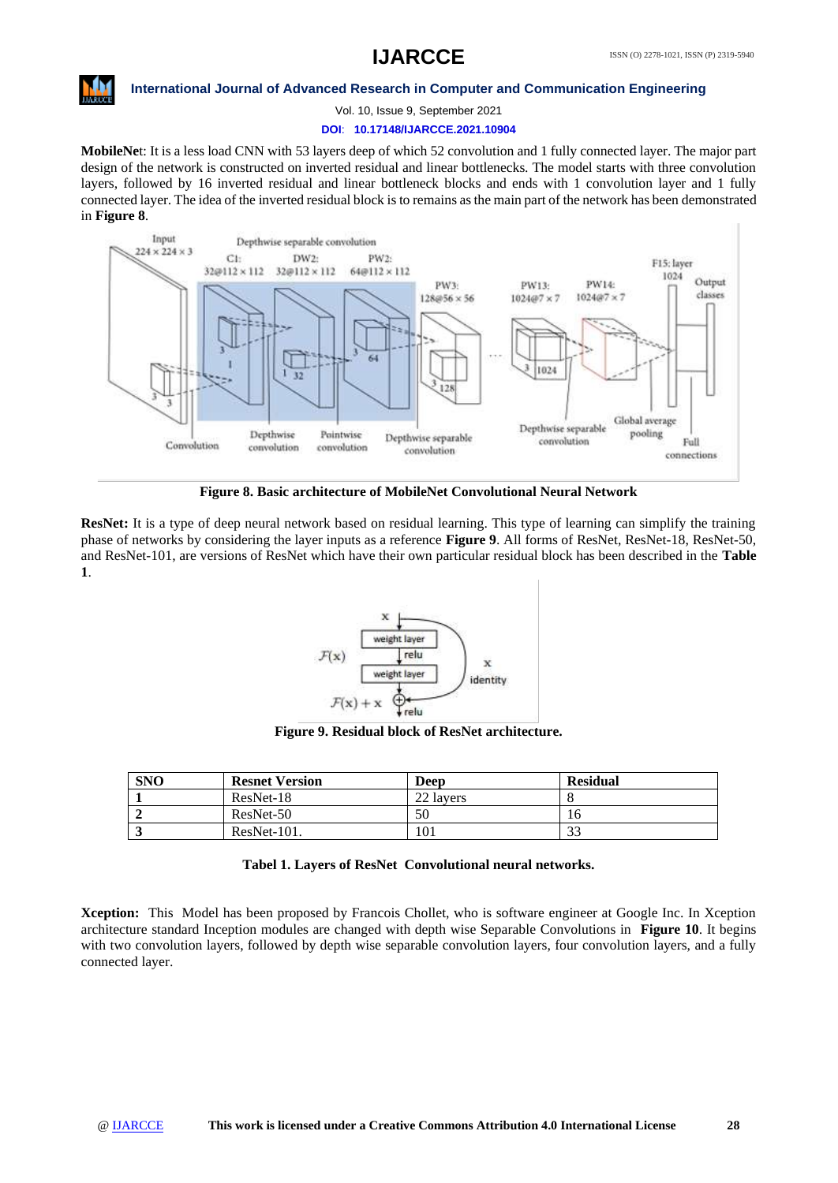**MobileNet**: It is a less load CNN with 53 layers deep of which 52 convolution and 1 fully connected layer. The major part design of the network is constructed on inverted residual and linear bottlenecks. The model starts with three convolution layers, followed by 16 inverted residual and linear bottleneck blocks with 1 convolution layer and 1 fully connected layer. The idea of the inverted residual block is to remains as the main part of the network has been demonstrated in **Figure 8**.

**Figure 8. Basic architecture of MobileNet Convolutional Neural Network**

**ResNet:** It is a type of deep neural network based on residual learning. This type of learning can simplify the training phase of networks by considering the layer inputs as a reference **Figure 9**. All forms of ResNet, ResNet-18, ResNet-50, and ResNet-101, are versions of ResNet which have their own particular residual block has been described in the **Table 1**.

**Figure 9. Residual block of ResNet architecture.**

| SNO | Resnet Version | Deep | Residual |
|---|---|---|---|
| 1 | ResNet-18 | 22 layers | 8 |
| 2 | ResNet-50 | 50 | 16 |
| 3 | ResNet-101. | 101 | 33 |

**Tabel 1. Layers of ResNet Convolutional neural networks.**

**Xception:** This Model has been proposed by Francois Chollet, who is software engineer at Google Inc. In Xception architecture standard Inception modules are changed with depth wise Separable Convolutions in **Figure 10**. It begins with two convolution layers, followed by depth wise separable convolution layers, four convolution layers, and a fully connected layer.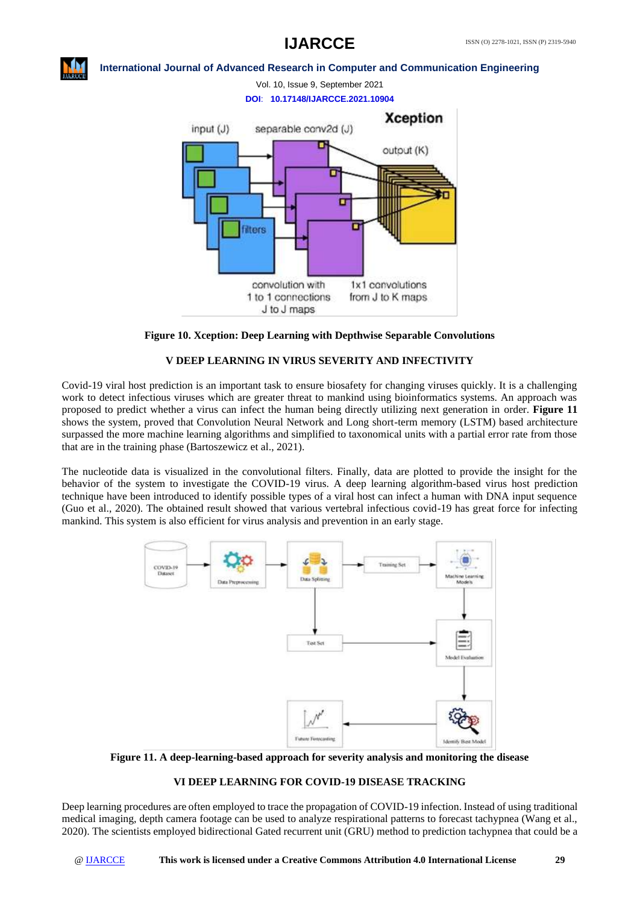**Figure 10. Xception: Deep Learning with Depthwise Separable Convolutions**

## V DEEP LEARNING IN VIRUS SEVERITY AND INFECTIVITY

Covid-19 viral host prediction is an important task to ensure biosafety for changing viruses quickly. It is a challenging work to detect infectious viruses which are greater threat to mankind using bioinformatics systems. An approach was proposed to predict whether a virus can infect the human being directly utilizing next generation in order. **Figure 11** shows the system, proved that Convolution Neural Network and Long short-term memory (LSTM) based architecture surpassed the more machine learning algorithms and simplified to taxonomical units with a partial error rate from those that are in the training phase (Bartoszewicz et al., 2021).

The nucleotide data is visualized in the convolutional filters. Finally, data are plotted to provide the insight for the behavior of the system to investigate the COVID-19 virus. A deep learning algorithm-based virus host prediction technique have been introduced to identify possible types of a viral host can infect a human with DNA input sequence (Guo et al., 2020). The obtained result showed that various vertebral infectious covid-19 has great force for infecting mankind. This system is also efficient for virus analysis and prevention in an early stage.

**Figure 11. A deep-learning-based approach for severity analysis and monitoring the disease**

## VI DEEP LEARNING FOR COVID-19 DISEASE TRACKING

Deep learning procedures are often employed to trace the propagation of COVID-19 infection. Instead of using traditional medical imaging, depth camera footage can be used to analyze respirational patterns to forecast tachypnea (Wang et al., 2020). The scientists employed bidirectional Gated recurrent unit (GRU) method to prediction tachypnea that could be a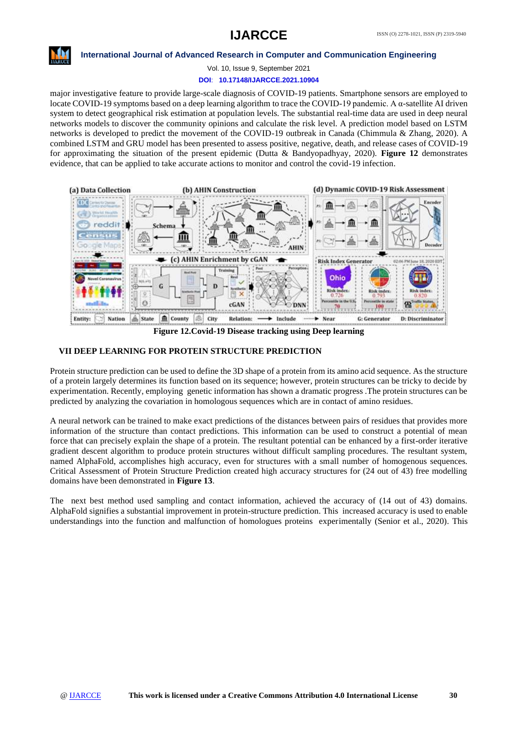major investigative feature to provide large-scale diagnosis of COVID-19 patients. Smartphone sensors are employed to locate COVID-19 symptoms based on a deep learning algorithm to trace the COVID-19 pandemic. A α-satellite AI driven system to detect geographical risk estimation at population levels. The substantial real-time data are used in deep neural networks models to discover the community opinions and calculate the risk level. A prediction model based on LSTM networks is developed to predict the movement of the COVID-19 outbreak in Canada (Chimmula & Zhang, 2020). A combined LSTM and GRU model has been presented to assess positive, negative, death, and release cases of COVID-19 for approximating the situation of the present epidemic (Dutta & Bandyopadhyay, 2020). **Figure 12** demonstrates evidence, that can be applied to take accurate actions to monitor and control the covid-19 infection.

**Figure 12.Covid-19 Disease tracking using Deep learning**

## VII DEEP LEARNING FOR PROTEIN STRUCTURE PREDICTION

Protein structure prediction can be used to define the 3D shape of a protein from its amino acid sequence. As the structure of a protein largely determines its function based on its sequence; however, protein structures can be tricky to decide by experimentation. Recently, employing genetic information has shown a dramatic progress .The protein structures can be predicted by analyzing the covariation in homologous sequences which are in contact of amino residues.

A neural network can be trained to make exact predictions of the distances between pairs of residues that provides more information of the structure than contact predictions. This information can be used to construct a potential of mean force that can precisely explain the shape of a protein. The resultant potential can be enhanced by a simpler first-order iterative gradient descent algorithm to produce protein structures without difficult sampling procedures. The resultant system, named AlphaFold, accomplishes high accuracy, even for structures with a small number of homogenous sequences. Critical Assessment of Protein Structure Prediction created high accuracy structures for (24 out of 43) free modelling domains have been demonstrated in **Figure 13**.

The next best method used sampling and contact information, achieved the accuracy of (14 out of 43) domains. AlphaFold signifies a substantial improvement in protein-structure prediction. This increased accuracy is used to enable understandings into the function and malfunction of homologues proteins experimentally (Senior et al., 2020). This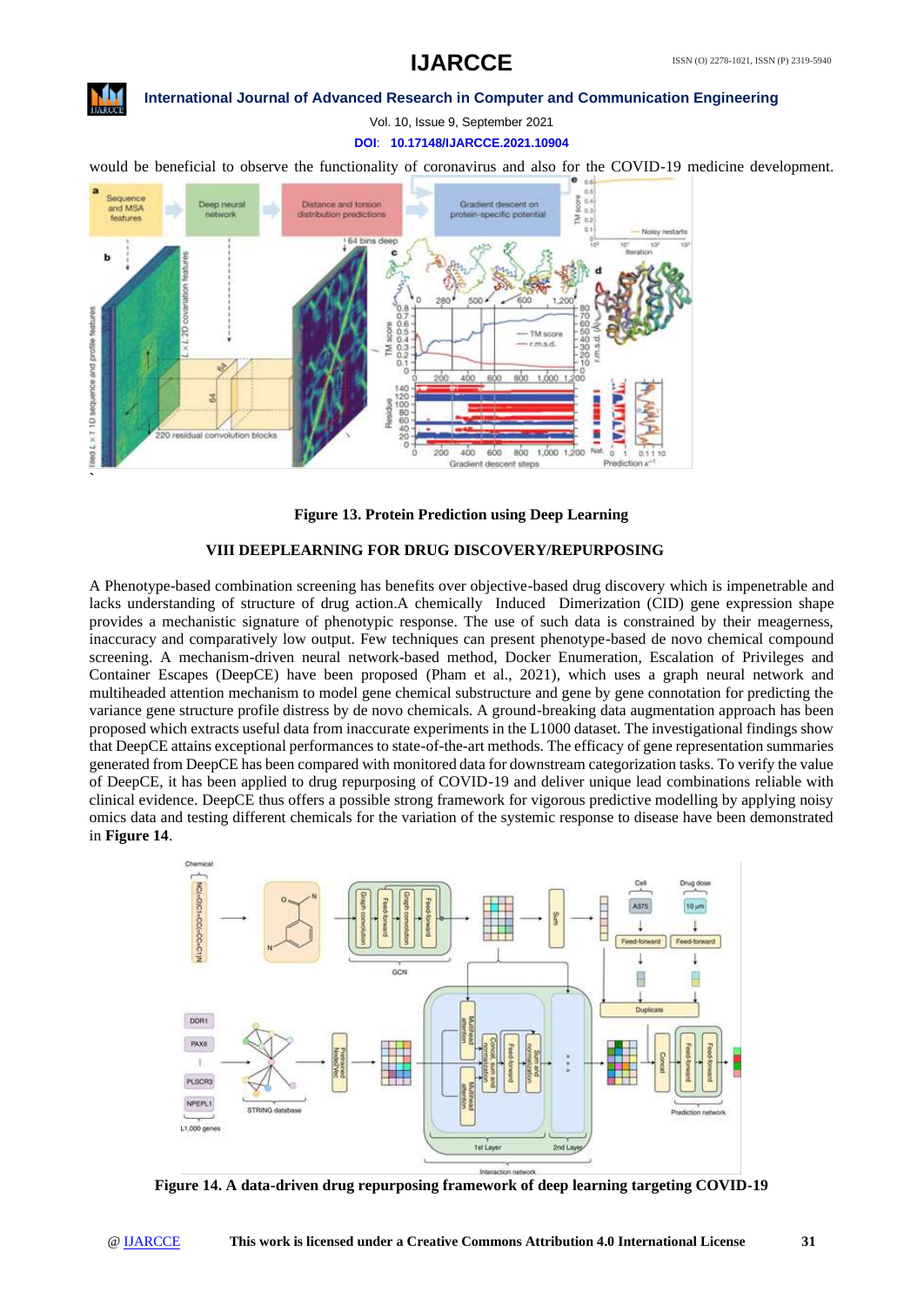would be beneficial to observe the functionality of coronavirus and also for the COVID-19 medicine development.

**Figure 13. Protein Prediction using Deep Learning**

## VIII DEEPLEARNING FOR DRUG DISCOVERY/REPURPOSING

A Phenotype-based combination screening has benefits over objective-based drug discovery which is impenetrable and lacks understanding of structure of drug action.A chemically Induced Dimerization (CID) gene expression shape provides a mechanistic signature of phenotypic response. The use of such data is constrained by their meagerness, inaccuracy and comparatively low output. Few techniques can present phenotype-based de novo chemical compound screening. A mechanism-driven neural network-based method, Docker Enumeration, Escalation of Privileges and Container Escapes (DeepCE) have been proposed (Pham et al., 2021), which uses a graph neural network and multiheaded attention mechanism to model gene chemical substructure and gene by gene connotation for predicting the variance gene structure profile distress by de novo chemicals. A gene-breaking data augmentation approach has been proposed which extracts useful data from inaccurate experiments in the L1000 dataset. The investigational findings show that DeepCE attains exceptional performances to state-of-the-art methods. The efficacy of gene representation summaries generated from DeepCE has been compared with monitored data for downstream categorization tasks. To verify the value of DeepCE, it has been applied to drug repurposing of COVID-19 and deliver unique lead combinations reliable with clinical evidence. DeepCE thus offers a possible strong framework for vigorous predictive modelling by applying noisy omics data and testing different chemicals for the variation of the systemic response to disease have been demonstrated in **Figure 14**.

**Figure 14. A data-driven drug repurposing framework of deep learning targeting COVID-19**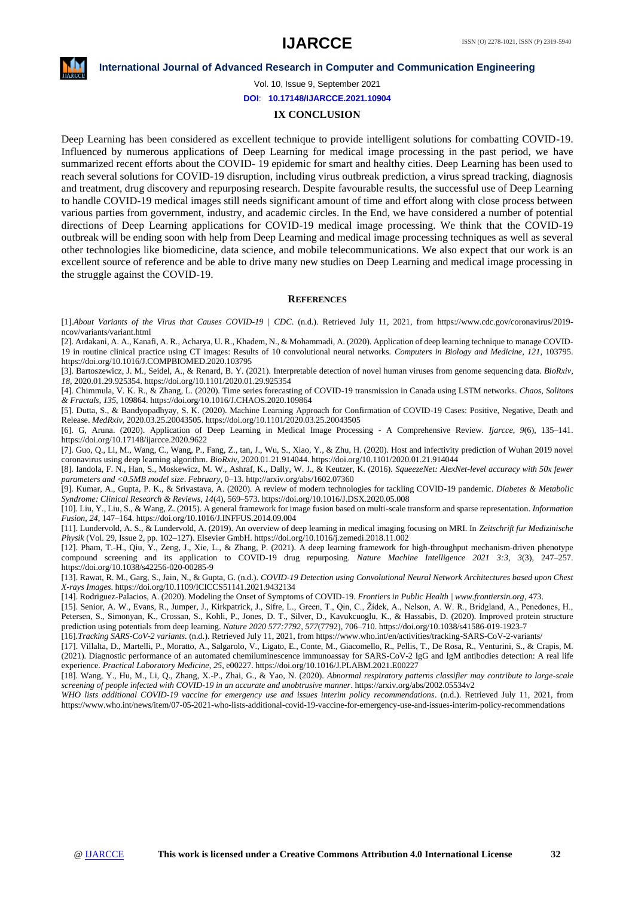## IX CONCLUSION

Deep Learning has been considered as excellent technique to provide intelligent solutions for combatting COVID-19. Influenced by numerous applications of Deep Learning for medical image processing in the past period, we have summarized recent efforts about the COVID- 19 epidemic for smart and healthy cities. Deep Learning has been used to reach several solutions for COVID-19 disruption, including virus outbreak prediction, a virus spread tracking, diagnosis and treatment, drug discovery and repurposing research. Despite favourable results, the successful use of Deep Learning to handle COVID-19 medical images still needs significant amount of time and effort along with close process between various parties from government, industry, and academic circles. In the End, we have considered a number of potential directions of Deep Learning applications for COVID-19 medical image processing. We think that the COVID-19 outbreak will be ending soon with help from Deep Learning and medical image processing techniques as well as several other technologies like biomedicine, data science, and mobile telecommunications. We also expect that our work is an excellent source of reference and be able to drive many new studies on Deep Learning and medical image processing in the struggle against the COVID-19.

## REFERENCES

[1]. *About Variants of the Virus that Causes COVID-19 | CDC*. (n.d.). Retrieved July 11, 2021, from https://www.cdc.gov/coronavirus/2019-ncov/variants/variant.html

[2]. Ardakani, A. A., Kanafi, A. R., Acharya, U. R., Khadem, N., & Mohammadi, A. (2020). Application of deep learning technique to manage COVID-19 in routine clinical practice using CT images: Results of 10 convolutional neural networks. *Computers in Biology and Medicine*, *121*, 103795. https://doi.org/10.1016/J.COMPBIOMED.2020.103795

[3]. Bartoszewicz, J. M., Seidel, A., & Renard, B. Y. (2021). Interpretable detection of novel human viruses from genome sequencing data. *BioRxiv*, *18*, 2020.01.29.925354. https://doi.org/10.1101/2020.01.29.925354

[4]. Chimmula, V. K. R., & Zhang, L. (2020). Time series forecasting of COVID-19 transmission in Canada using LSTM networks. *Chaos, Solitons & Fractals*, *135*, 109864. https://doi.org/10.1016/J.CHAOS.2020.109864

[5]. Dutta, S., & Bandyopadhyay, S. K. (2020). Machine Learning Approach for Confirmation of COVID-19 Cases: Positive, Negative, Death and Release. *MedRxiv*, 2020.03.25.20043505. https://doi.org/10.1101/2020.03.25.20043505

[6]. G, Aruna. (2020). Application of Deep Learning in Medical Image Processing - A Comprehensive Review. *Ijarcce*, *9*(6), 135–141. https://doi.org/10.17148/ijarcce.2020.9622

[7]. Guo, Q., Li, M., Wang, C., Wang, P., Fang, Z., tan, J., Wu, S., Xiao, Y., & Zhu, H. (2020). Host and infectivity prediction of Wuhan 2019 novel coronavirus using deep learning algorithm. *BioRxiv*, 2020.01.21.914044. https://doi.org/10.1101/2020.01.21.914044

[8]. Iandola, F. N., Han, S., Moskewicz, M. W., Ashraf, K., Dally, W. J., & Keutzer, K. (2016). *SqueezeNet: AlexNet-level accuracy with 50x fewer parameters and <0.5MB model size*. *February*, 0–13. http://arxiv.org/abs/1602.07360

[9]. Kumar, A., Gupta, P. K., & Srivastava, A. (2020). A review of modern technologies for tackling COVID-19 pandemic. *Diabetes & Metabolic Syndrome: Clinical Research & Reviews*, *14*(4), 569–573. https://doi.org/10.1016/J.DSX.2020.05.008

[10]. Liu, Y., Liu, S., & Wang, Z. (2015). A general framework for image fusion based on multi-scale transform and sparse representation. *Information Fusion*, *24*, 147–164. https://doi.org/10.1016/J.INFFUS.2014.09.004

[11]. Lundervold, A. S., & Lundervold, A. (2019). An overview of deep learning in medical imaging focusing on MRI. In *Zeitschrift fur Medizinische Physik* (Vol. 29, Issue 2, pp. 102–127). Elsevier GmbH. https://doi.org/10.1016/j.zemedi.2018.11.002

[12]. Pham, T.-H., Qiu, Y., Zeng, J., Xie, L., & Zhang, P. (2021). A deep learning framework for high-throughput mechanism-driven phenotype compound screening and its application to COVID-19 drug repurposing. *Nature Machine Intelligence 2021 3:3*, *3*(3), 247–257. https://doi.org/10.1038/s42256-020-00285-9

[13]. Rawat, R. M., Garg, S., Jain, N., & Gupta, G. (n.d.). *COVID-19 Detection using Convolutional Neural Network Architectures based upon Chest X-rays Images*. https://doi.org/10.1109/ICICCS51141.2021.9432134

[14]. Rodriguez-Palacios, A. (2020). Modeling the Onset of Symptoms of COVID-19. *Frontiers in Public Health | www.frontiersin.org*, 473.

[15]. Senior, A. W., Evans, R., Jumper, J., Kirkpatrick, J., Sifre, L., Green, T., Qin, C., Žídek, A., Nelson, A. W. R., Bridgland, A., Penedones, H., Petersen, S., Simonyan, K., Crossan, S., Kohli, P., Jones, D. T., Silver, D., Kavukcuoglu, K., & Hassabis, D. (2020). Improved protein structure prediction using potentials from deep learning. *Nature 2020 577:7792*, *577*(7792), 706–710. https://doi.org/10.1038/s41586-019-1923-7

[16]. *Tracking SARS-CoV-2 variants*. (n.d.). Retrieved July 11, 2021, from https://www.who.int/en/activities/tracking-SARS-CoV-2-variants/

[17]. Villalta, D., Martelli, P., Moratto, A., Salgarolo, V., Ligato, E., Conte, M., Giacomello, R., Pellis, T., De Rosa, R., Venturini, S., & Crapis, M. (2021). Diagnostic performance of an automated chemiluminescence immunoassay for SARS-CoV-2 IgG and IgM antibodies detection: A real life experience. *Practical Laboratory Medicine*, *25*, e00227. https://doi.org/10.1016/J.PLABM.2021.E00227

[18]. Wang, Y., Hu, M., Li, Q., Zhang, X.-P., Zhai, G., & Yao, N. (2020). *Abnormal respiratory patterns classifier may contribute to large-scale screening of people infected with COVID-19 in an accurate and unobtrusive manner*. https://arxiv.org/abs/2002.05534v2

*WHO lists additional COVID-19 vaccine for emergency use and issues interim policy recommendations*. (n.d.). Retrieved July 11, 2021, from https://www.who.int/news/item/07-05-2021-who-lists-additional-covid-19-vaccine-for-emergency-use-and-issues-interim-policy-recommendations